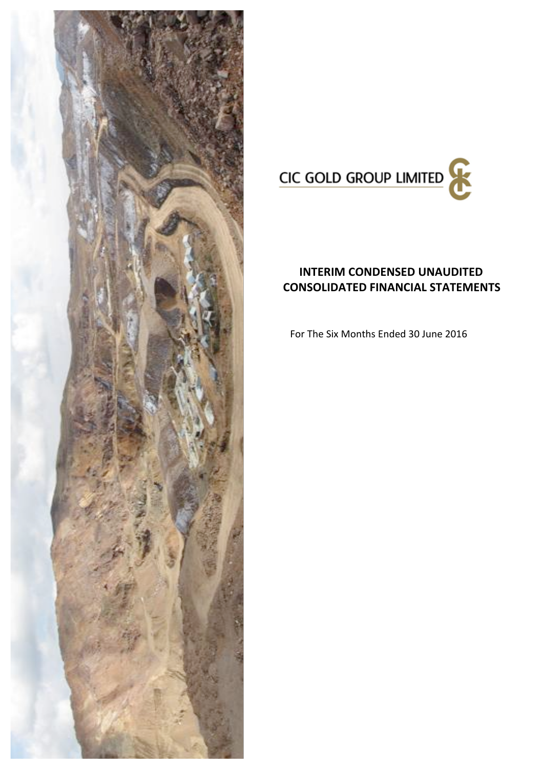CIC GOLD GROUP LIMITED

# INTERIM CONDENSED UNAUDITED CONSOLIDATED FINANCIAL STATEMENTS

For The Six Months Ended 30 June 2016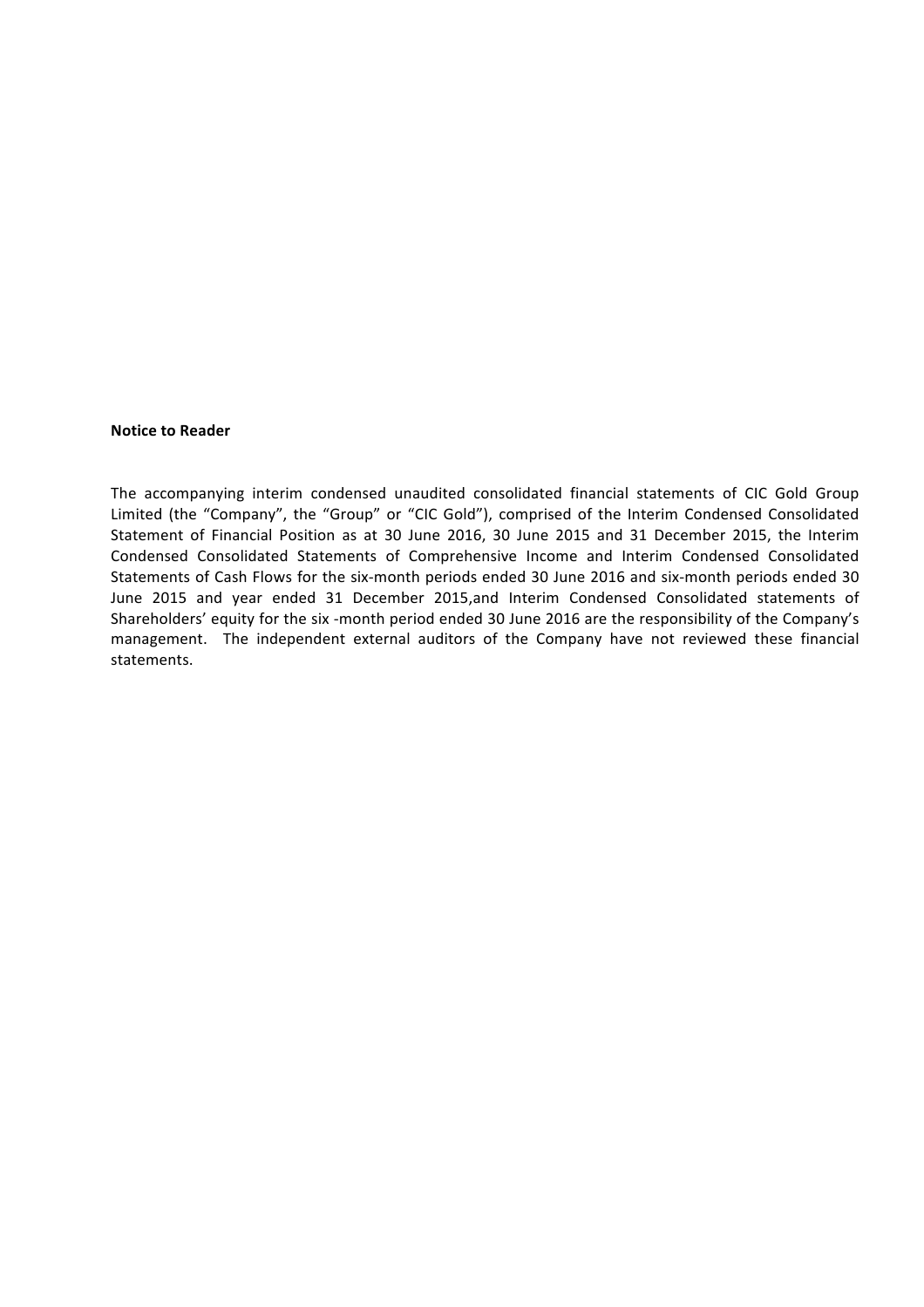**Notice to Reader**

The accompanying interim condensed unaudited consolidated financial statements of CIC Gold Group Limited (the "Company", the "Group" or "CIC Gold"), comprised of the Interim Condensed Consolidated Statement of Financial Position as at 30 June 2016, 30 June 2015 and 31 December 2015, the Interim Condensed Consolidated Statements of Comprehensive Income and Interim Condensed Consolidated Statements of Cash Flows for the six-month periods ended 30 June 2016 and six-month periods ended 30 June 2015 and year ended 31 December 2015,and Interim Condensed Consolidated statements of Shareholders' equity for the six -month period ended 30 June 2016 are the responsibility of the Company's management. The independent external auditors of the Company have not reviewed these financial statements.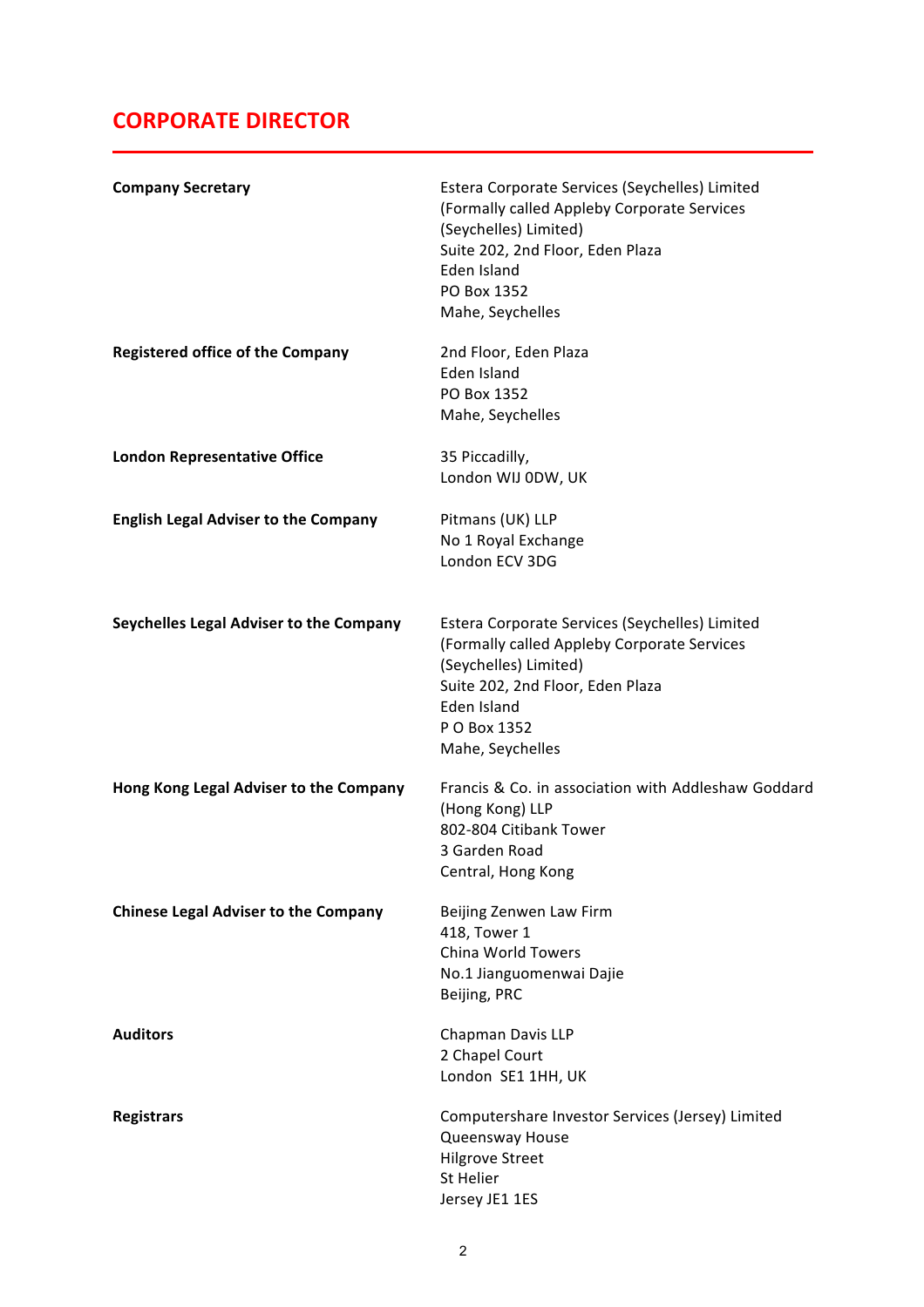# CORPORATE DIRECTOR

| | |
|---|---|
| **Company Secretary** | Estera Corporate Services (Seychelles) Limited (Formally called Appleby Corporate Services (Seychelles) Limited) Suite 202, 2nd Floor, Eden Plaza Eden Island PO Box 1352 Mahe, Seychelles |
| **Registered office of the Company** | 2nd Floor, Eden Plaza Eden Island PO Box 1352 Mahe, Seychelles |
| **London Representative Office** | 35 Piccadilly, London WIJ 0DW, UK |
| **English Legal Adviser to the Company** | Pitmans (UK) LLP No 1 Royal Exchange London ECV 3DG |
| **Seychelles Legal Adviser to the Company** | Estera Corporate Services (Seychelles) Limited (Formally called Appleby Corporate Services (Seychelles) Limited) Suite 202, 2nd Floor, Eden Plaza Eden Island P O Box 1352 Mahe, Seychelles |
| **Hong Kong Legal Adviser to the Company** | Francis & Co. in association with Addleshaw Goddard (Hong Kong) LLP 802-804 Citibank Tower 3 Garden Road Central, Hong Kong |
| **Chinese Legal Adviser to the Company** | Beijing Zenwen Law Firm 418, Tower 1 China World Towers No.1 Jianguomenwai Dajie Beijing, PRC |
| **Auditors** | Chapman Davis LLP 2 Chapel Court London SE1 1HH, UK |
| **Registrars** | Computershare Investor Services (Jersey) Limited Queensway House Hilgrove Street St Helier Jersey JE1 1ES |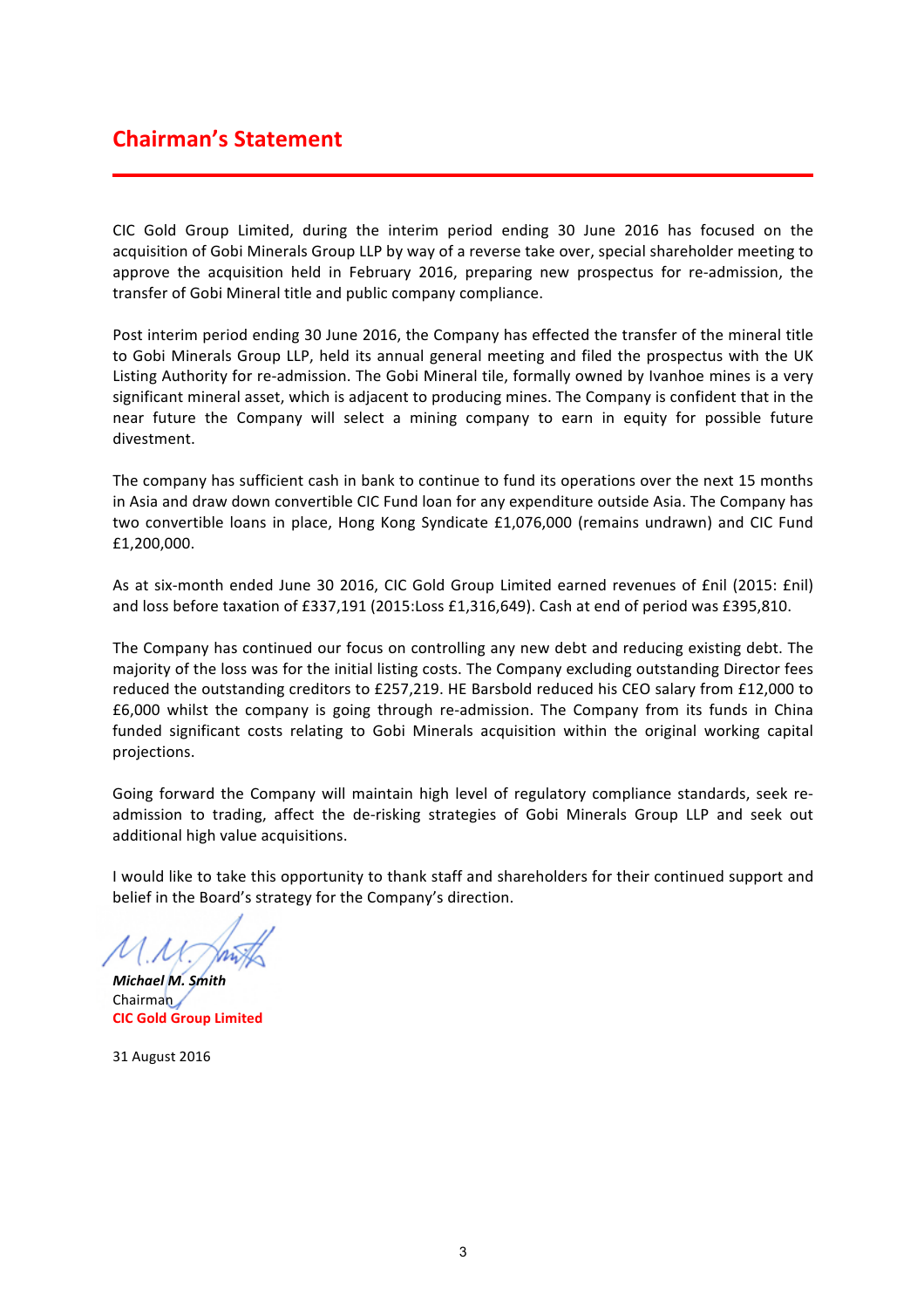# Chairman's Statement

CIC Gold Group Limited, during the interim period ending 30 June 2016 has focused on the acquisition of Gobi Minerals Group LLP by way of a reverse take over, special shareholder meeting to approve the acquisition held in February 2016, preparing new prospectus for re-admission, the transfer of Gobi Mineral title and public company compliance.

Post interim period ending 30 June 2016, the Company has effected the transfer of the mineral title to Gobi Minerals Group LLP, held its annual general meeting and filed the prospectus with the UK Listing Authority for re-admission. The Gobi Mineral tile, formally owned by Ivanhoe mines is a very significant mineral asset, which is adjacent to producing mines. The Company is confident that in the near future the Company will select a mining company to earn in equity for possible future divestment.

The company has sufficient cash in bank to continue to fund its operations over the next 15 months in Asia and draw down convertible CIC Fund loan for any expenditure outside Asia. The Company has two convertible loans in place, Hong Kong Syndicate £1,076,000 (remains undrawn) and CIC Fund £1,200,000.

As at six-month ended June 30 2016, CIC Gold Group Limited earned revenues of £nil (2015: £nil) and loss before taxation of £337,191 (2015:Loss £1,316,649). Cash at end of period was £395,810.

The Company has continued our focus on controlling any new debt and reducing existing debt. The majority of the loss was for the initial listing costs. The Company excluding outstanding Director fees reduced the outstanding creditors to £257,219. HE Barsbold reduced his CEO salary from £12,000 to £6,000 whilst the company is going through re-admission. The Company from its funds in China funded significant costs relating to Gobi Minerals acquisition within the original working capital projections.

Going forward the Company will maintain high level of regulatory compliance standards, seek re-admission to trading, affect the de-risking strategies of Gobi Minerals Group LLP and seek out additional high value acquisitions.

I would like to take this opportunity to thank staff and shareholders for their continued support and belief in the Board's strategy for the Company's direction.

***Michael M. Smith***
Chairman
**CIC Gold Group Limited**

31 August 2016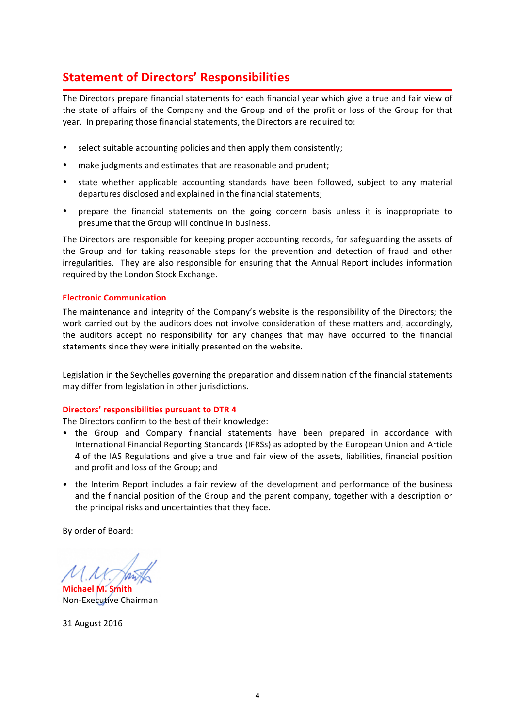# Statement of Directors' Responsibilities

The Directors prepare financial statements for each financial year which give a true and fair view of the state of affairs of the Company and the Group and of the profit or loss of the Group for that year. In preparing those financial statements, the Directors are required to:

- select suitable accounting policies and then apply them consistently;
- make judgments and estimates that are reasonable and prudent;
- state whether applicable accounting standards have been followed, subject to any material departures disclosed and explained in the financial statements;
- prepare the financial statements on the going concern basis unless it is inappropriate to presume that the Group will continue in business.

The Directors are responsible for keeping proper accounting records, for safeguarding the assets of the Group and for taking reasonable steps for the prevention and detection of fraud and other irregularities. They are also responsible for ensuring that the Annual Report includes information required by the London Stock Exchange.

### Electronic Communication

The maintenance and integrity of the Company's website is the responsibility of the Directors; the work carried out by the auditors does not involve consideration of these matters and, accordingly, the auditors accept no responsibility for any changes that may have occurred to the financial statements since they were initially presented on the website.

Legislation in the Seychelles governing the preparation and dissemination of the financial statements may differ from legislation in other jurisdictions.

### Directors' responsibilities pursuant to DTR 4

The Directors confirm to the best of their knowledge:

- the Group and Company financial statements have been prepared in accordance with International Financial Reporting Standards (IFRSs) as adopted by the European Union and Article 4 of the IAS Regulations and give a true and fair view of the assets, liabilities, financial position and profit and loss of the Group; and
- the Interim Report includes a fair review of the development and performance of the business and the financial position of the Group and the parent company, together with a description or the principal risks and uncertainties that they face.

By order of Board:

**Michael M. Smith**
Non-Executive Chairman

31 August 2016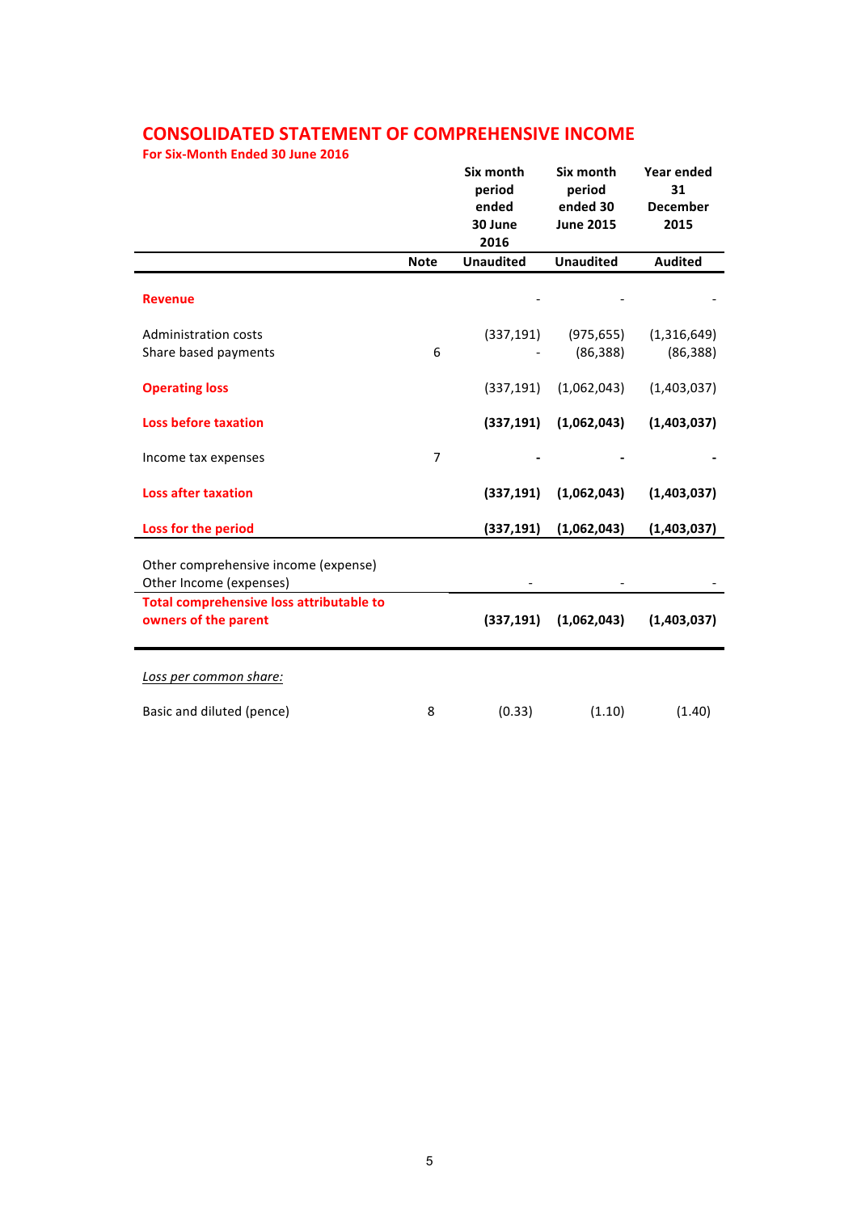## CONSOLIDATED STATEMENT OF COMPREHENSIVE INCOME

**For Six-Month Ended 30 June 2016**

| | Note | Six month period ended 30 June 2016 | Six month period ended 30 June 2015 | Year ended 31 December 2015 |
|---|---|---|---|---|
| | | **Unaudited** | **Unaudited** | **Audited** |
| **Revenue** | | - | - | - |
| Administration costs | | (337,191) | (975,655) | (1,316,649) |
| Share based payments | 6 | - | (86,388) | (86,388) |
| **Operating loss** | | (337,191) | (1,062,043) | (1,403,037) |
| **Loss before taxation** | | **(337,191)** | **(1,062,043)** | **(1,403,037)** |
| Income tax expenses | 7 | **-** | **-** | **-** |
| **Loss after taxation** | | **(337,191)** | **(1,062,043)** | **(1,403,037)** |
| **Loss for the period** | | **(337,191)** | **(1,062,043)** | **(1,403,037)** |
| Other comprehensive income (expense) | | | | |
| Other Income (expenses) | | - | - | - |
| **Total comprehensive loss attributable to owners of the parent** | | **(337,191)** | **(1,062,043)** | **(1,403,037)** |
| *Loss per common share:* | | | | |
| Basic and diluted (pence) | 8 | (0.33) | (1.10) | (1.40) |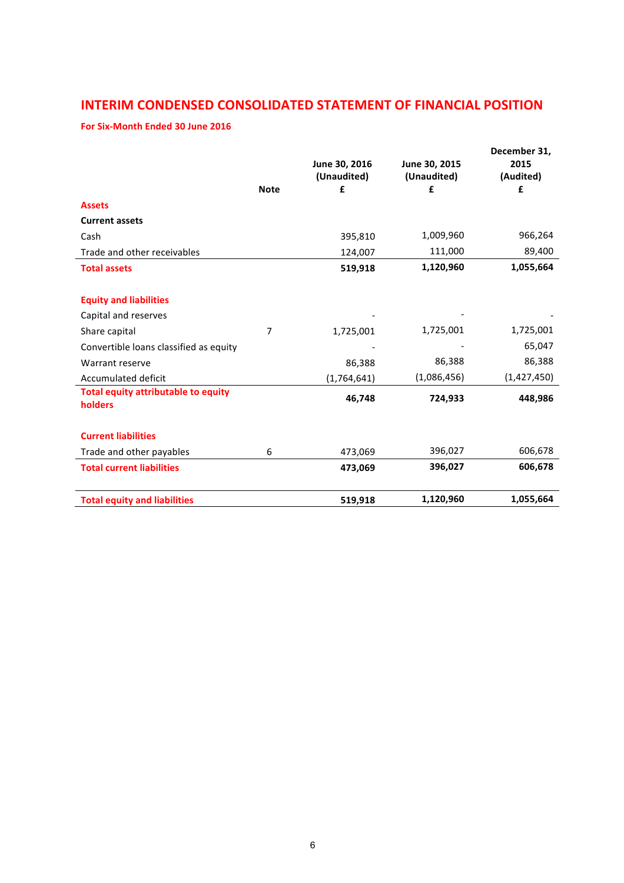# INTERIM CONDENSED CONSOLIDATED STATEMENT OF FINANCIAL POSITION

**For Six-Month Ended 30 June 2016**

| | Note | June 30, 2016 (Unaudited) £ | June 30, 2015 (Unaudited) £ | December 31, 2015 (Audited) £ |
|---|---|---|---|---|
| **Assets** | | | | |
| **Current assets** | | | | |
| Cash | | 395,810 | 1,009,960 | 966,264 |
| Trade and other receivables | | 124,007 | 111,000 | 89,400 |
| **Total assets** | | **519,918** | **1,120,960** | **1,055,664** |
| | | | | |
| **Equity and liabilities** | | | | |
| Capital and reserves | | - | - | - |
| Share capital | 7 | 1,725,001 | 1,725,001 | 1,725,001 |
| Convertible loans classified as equity | | - | - | 65,047 |
| Warrant reserve | | 86,388 | 86,388 | 86,388 |
| Accumulated deficit | | (1,764,641) | (1,086,456) | (1,427,450) |
| **Total equity attributable to equity holders** | | **46,748** | **724,933** | **448,986** |
| | | | | |
| **Current liabilities** | | | | |
| Trade and other payables | 6 | 473,069 | 396,027 | 606,678 |
| **Total current liabilities** | | **473,069** | **396,027** | **606,678** |
| | | | | |
| **Total equity and liabilities** | | **519,918** | **1,120,960** | **1,055,664** |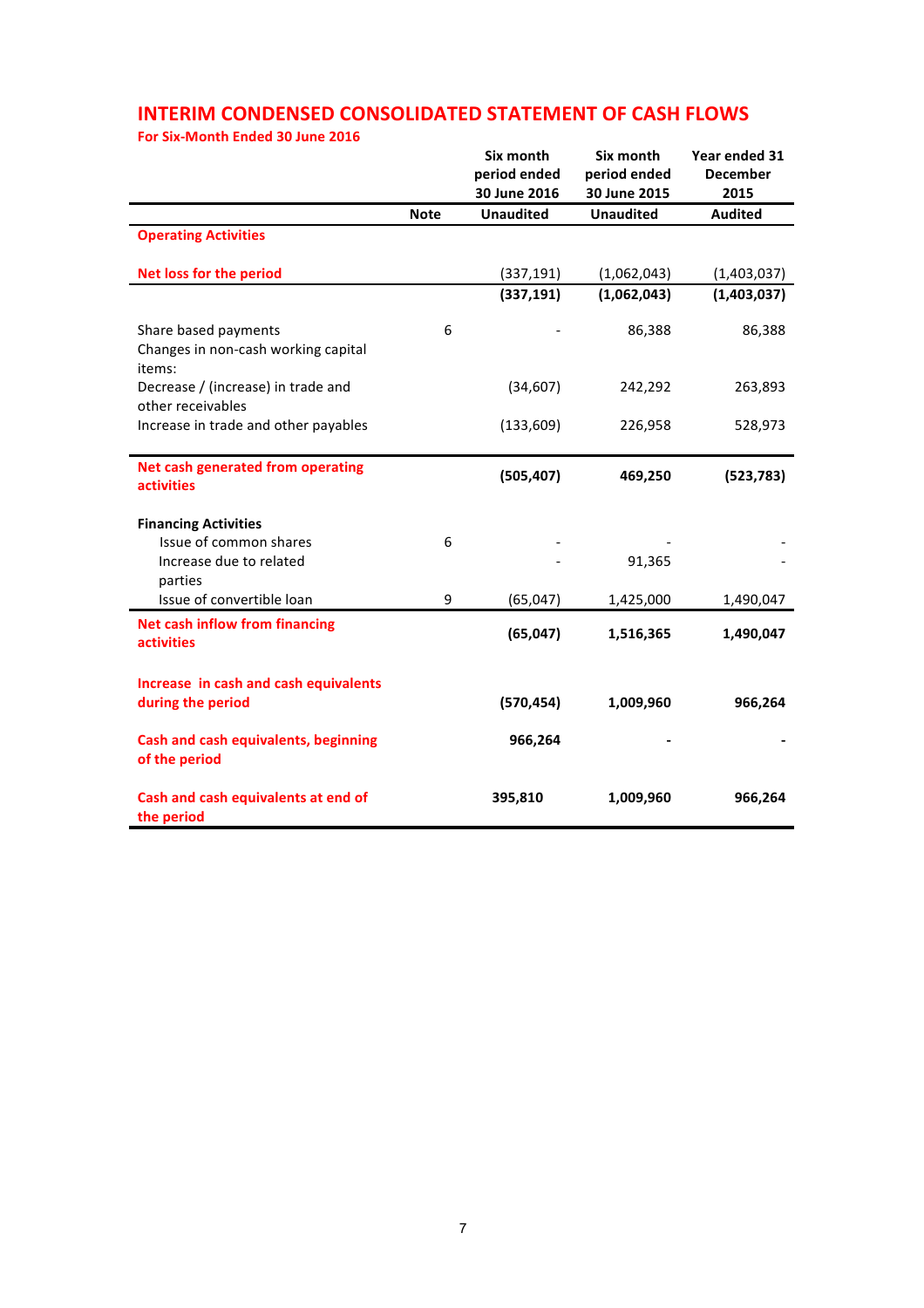# INTERIM CONDENSED CONSOLIDATED STATEMENT OF CASH FLOWS

**For Six-Month Ended 30 June 2016**

| | Note | Six month period ended 30 June 2016 Unaudited | Six month period ended 30 June 2015 Unaudited | Year ended 31 December 2015 Audited |
|---|---|---|---|---|
| **Operating Activities** | | | | |
| **Net loss for the period** | | (337,191) | (1,062,043) | (1,403,037) |
| | | **(337,191)** | **(1,062,043)** | **(1,403,037)** |
| Share based payments | 6 | - | 86,388 | 86,388 |
| Changes in non-cash working capital items: | | | | |
| Decrease / (increase) in trade and other receivables | | (34,607) | 242,292 | 263,893 |
| Increase in trade and other payables | | (133,609) | 226,958 | 528,973 |
| **Net cash generated from operating activities** | | **(505,407)** | **469,250** | **(523,783)** |
| **Financing Activities** | | | | |
| Issue of common shares | 6 | - | - | - |
| Increase due to related parties | | - | 91,365 | - |
| Issue of convertible loan | 9 | (65,047) | 1,425,000 | 1,490,047 |
| **Net cash inflow from financing activities** | | **(65,047)** | **1,516,365** | **1,490,047** |
| **Increase in cash and cash equivalents during the period** | | **(570,454)** | **1,009,960** | **966,264** |
| **Cash and cash equivalents, beginning of the period** | | **966,264** | **-** | **-** |
| **Cash and cash equivalents at end of the period** | | **395,810** | **1,009,960** | **966,264** |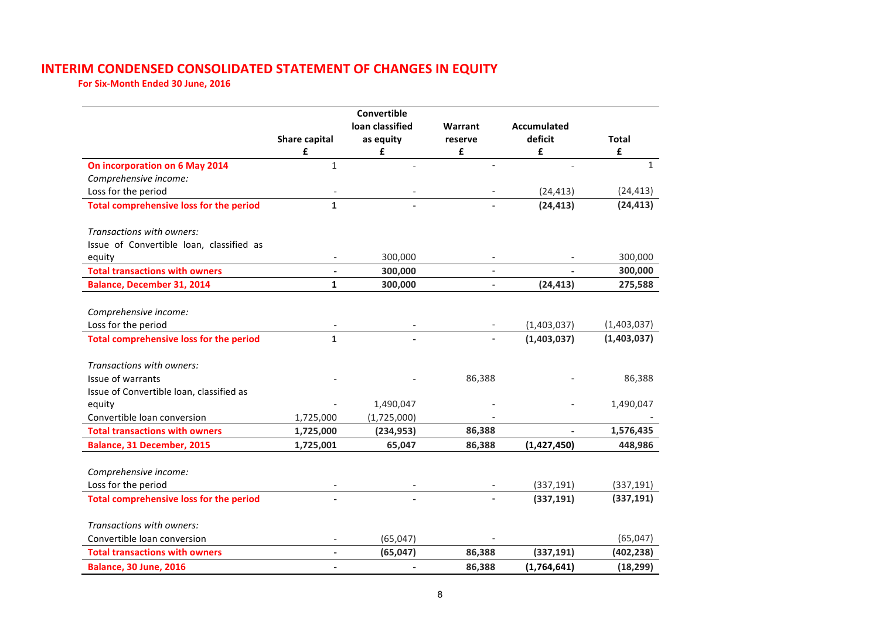# INTERIM CONDENSED CONSOLIDATED STATEMENT OF CHANGES IN EQUITY

**For Six-Month Ended 30 June, 2016**

| | Share capital | Convertible loan classified as equity | Warrant reserve | Accumulated deficit | Total |
|---|---|---|---|---|---|
| | £ | £ | £ | £ | £ |
| **On incorporation on 6 May 2014** | 1 | - | - | - | 1 |
| *Comprehensive income:* | | | | | |
| Loss for the period | - | - | - | (24,413) | (24,413) |
| **Total comprehensive loss for the period** | **1** | **-** | **-** | **(24,413)** | **(24,413)** |
| *Transactions with owners:* | | | | | |
| Issue of Convertible loan, classified as equity | - | 300,000 | - | - | 300,000 |
| **Total transactions with owners** | **-** | **300,000** | **-** | **-** | **300,000** |
| **Balance, December 31, 2014** | **1** | **300,000** | **-** | **(24,413)** | **275,588** |
| *Comprehensive income:* | | | | | |
| Loss for the period | - | - | - | (1,403,037) | (1,403,037) |
| **Total comprehensive loss for the period** | **1** | **-** | **-** | **(1,403,037)** | **(1,403,037)** |
| *Transactions with owners:* | | | | | |
| Issue of warrants | - | - | 86,388 | - | 86,388 |
| Issue of Convertible loan, classified as equity | - | 1,490,047 | - | - | 1,490,047 |
| Convertible loan conversion | 1,725,000 | (1,725,000) | - | | - |
| **Total transactions with owners** | **1,725,000** | **(234,953)** | **86,388** | **-** | **1,576,435** |
| **Balance, 31 December, 2015** | **1,725,001** | **65,047** | **86,388** | **(1,427,450)** | **448,986** |
| *Comprehensive income:* | | | | | |
| Loss for the period | - | - | - | (337,191) | (337,191) |
| **Total comprehensive loss for the period** | **-** | **-** | **-** | **(337,191)** | **(337,191)** |
| *Transactions with owners:* | | | | | |
| Convertible loan conversion | - | (65,047) | - | | (65,047) |
| **Total transactions with owners** | **-** | **(65,047)** | **86,388** | **(337,191)** | **(402,238)** |
| **Balance, 30 June, 2016** | **-** | **-** | **86,388** | **(1,764,641)** | **(18,299)** |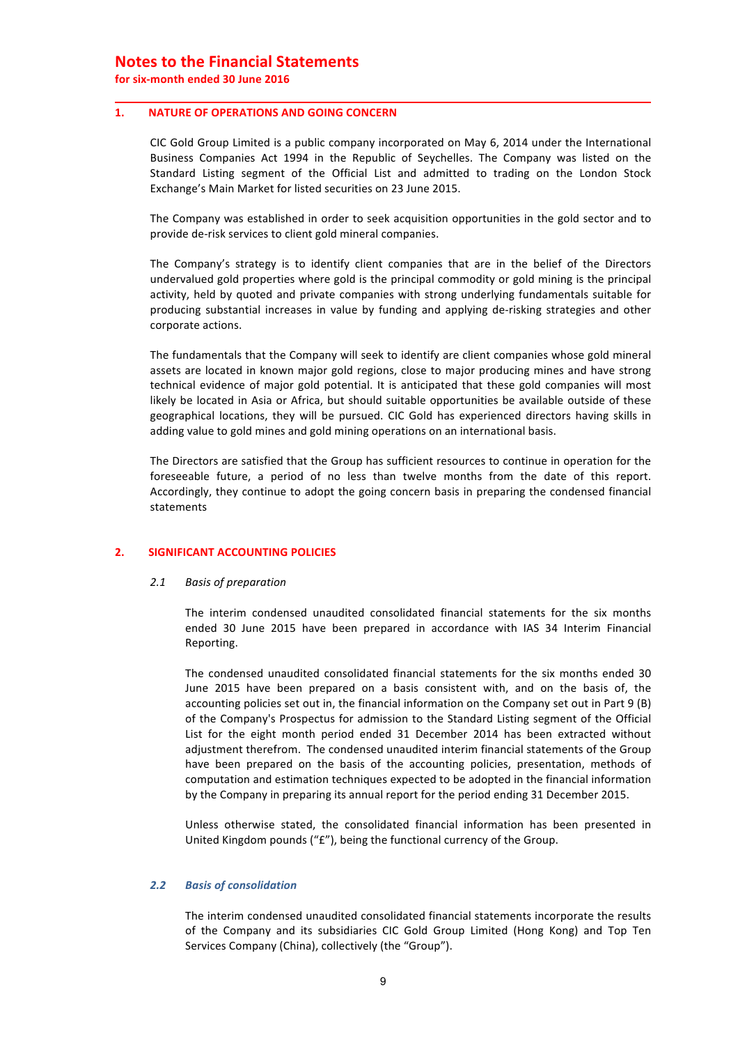# Notes to the Financial Statements

**for six-month ended 30 June 2016**

## 1. NATURE OF OPERATIONS AND GOING CONCERN

CIC Gold Group Limited is a public company incorporated on May 6, 2014 under the International Business Companies Act 1994 in the Republic of Seychelles. The Company was listed on the Standard Listing segment of the Official List and admitted to trading on the London Stock Exchange's Main Market for listed securities on 23 June 2015.

The Company was established in order to seek acquisition opportunities in the gold sector and to provide de-risk services to client gold mineral companies.

The Company's strategy is to identify client companies that are in the belief of the Directors undervalued gold properties where gold is the principal commodity or gold mining is the principal activity, held by quoted and private companies with strong underlying fundamentals suitable for producing substantial increases in value by funding and applying de-risking strategies and other corporate actions.

The fundamentals that the Company will seek to identify are client companies whose gold mineral assets are located in known major gold regions, close to major producing mines and have strong technical evidence of major gold potential. It is anticipated that these gold companies will most likely be located in Asia or Africa, but should suitable opportunities be available outside of these geographical locations, they will be pursued. CIC Gold has experienced directors having skills in adding value to gold mines and gold mining operations on an international basis.

The Directors are satisfied that the Group has sufficient resources to continue in operation for the foreseeable future, a period of no less than twelve months from the date of this report. Accordingly, they continue to adopt the going concern basis in preparing the condensed financial statements

## 2. SIGNIFICANT ACCOUNTING POLICIES

### *2.1 Basis of preparation*

The interim condensed unaudited consolidated financial statements for the six months ended 30 June 2015 have been prepared in accordance with IAS 34 Interim Financial Reporting.

The condensed unaudited consolidated financial statements for the six months ended 30 June 2015 have been prepared on a basis consistent with, and on the basis of, the accounting policies set out in, the financial information on the Company set out in Part 9 (B) of the Company's Prospectus for admission to the Standard Listing segment of the Official List for the eight month period ended 31 December 2014 has been extracted without adjustment therefrom. The condensed unaudited interim financial statements of the Group have been prepared on the basis of the accounting policies, presentation, methods of computation and estimation techniques expected to be adopted in the financial information by the Company in preparing its annual report for the period ending 31 December 2015.

Unless otherwise stated, the consolidated financial information has been presented in United Kingdom pounds ("£"), being the functional currency of the Group.

### *2.2 Basis of consolidation*

The interim condensed unaudited consolidated financial statements incorporate the results of the Company and its subsidiaries CIC Gold Group Limited (Hong Kong) and Top Ten Services Company (China), collectively (the "Group").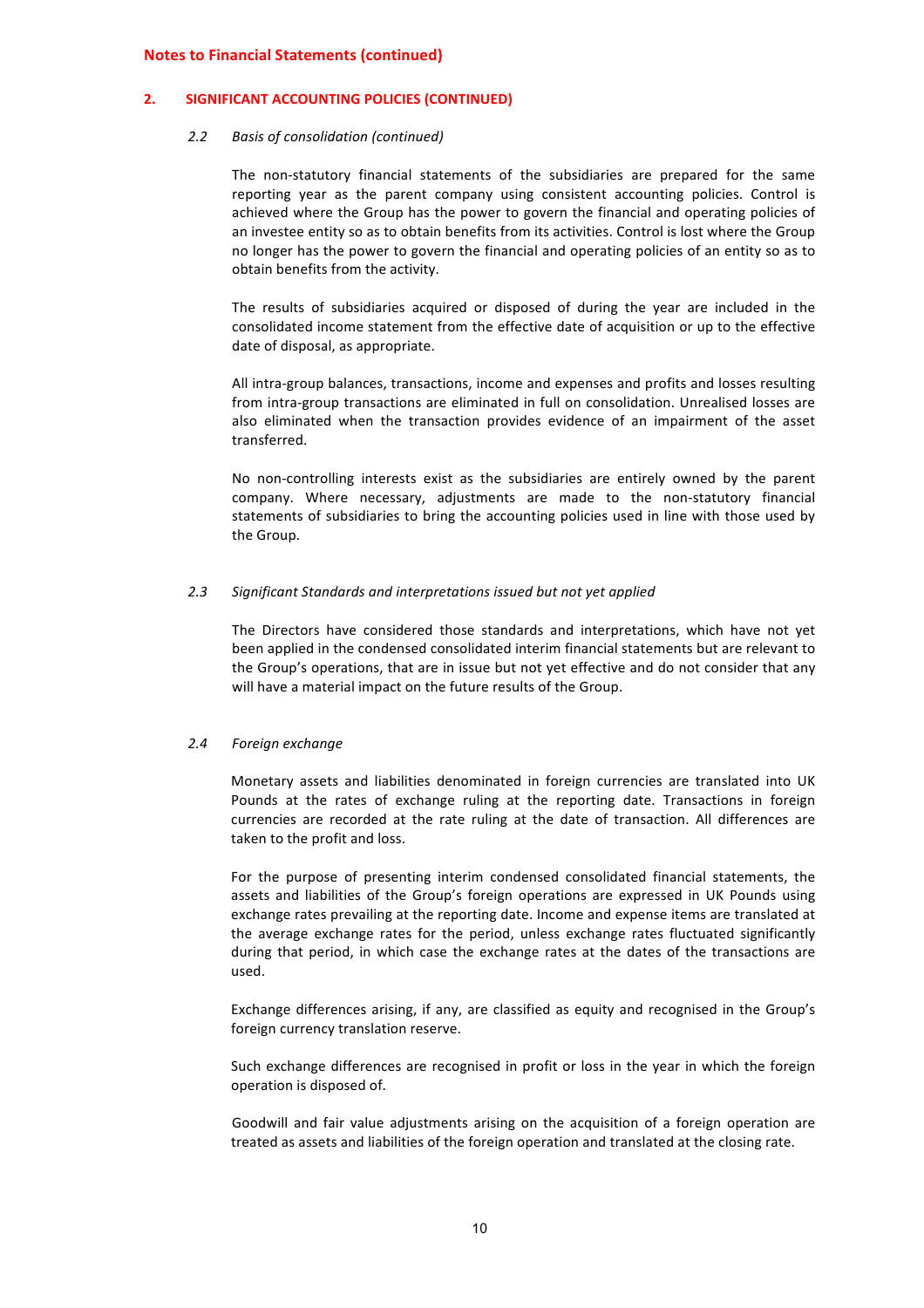## Notes to Financial Statements (continued)

### 2. SIGNIFICANT ACCOUNTING POLICIES (CONTINUED)

#### *2.2 Basis of consolidation (continued)*

The non-statutory financial statements of the subsidiaries are prepared for the same reporting year as the parent company using consistent accounting policies. Control is achieved where the Group has the power to govern the financial and operating policies of an investee entity so as to obtain benefits from its activities. Control is lost where the Group no longer has the power to govern the financial and operating policies of an entity so as to obtain benefits from the activity.

The results of subsidiaries acquired or disposed of during the year are included in the consolidated income statement from the effective date of acquisition or up to the effective date of disposal, as appropriate.

All intra-group balances, transactions, income and expenses and profits and losses resulting from intra-group transactions are eliminated in full on consolidation. Unrealised losses are also eliminated when the transaction provides evidence of an impairment of the asset transferred.

No non-controlling interests exist as the subsidiaries are entirely owned by the parent company. Where necessary, adjustments are made to the non-statutory financial statements of subsidiaries to bring the accounting policies used in line with those used by the Group.

#### *2.3 Significant Standards and interpretations issued but not yet applied*

The Directors have considered those standards and interpretations, which have not yet been applied in the condensed consolidated interim financial statements but are relevant to the Group's operations, that are in issue but not yet effective and do not consider that any will have a material impact on the future results of the Group.

#### *2.4 Foreign exchange*

Monetary assets and liabilities denominated in foreign currencies are translated into UK Pounds at the rates of exchange ruling at the reporting date. Transactions in foreign currencies are recorded at the rate ruling at the date of transaction. All differences are taken to the profit and loss.

For the purpose of presenting interim condensed consolidated financial statements, the assets and liabilities of the Group's foreign operations are expressed in UK Pounds using exchange rates prevailing at the reporting date. Income and expense items are translated at the average exchange rates for the period, unless exchange rates fluctuated significantly during that period, in which case the exchange rates at the dates of the transactions are used.

Exchange differences arising, if any, are classified as equity and recognised in the Group's foreign currency translation reserve.

Such exchange differences are recognised in profit or loss in the year in which the foreign operation is disposed of.

Goodwill and fair value adjustments arising on the acquisition of a foreign operation are treated as assets and liabilities of the foreign operation and translated at the closing rate.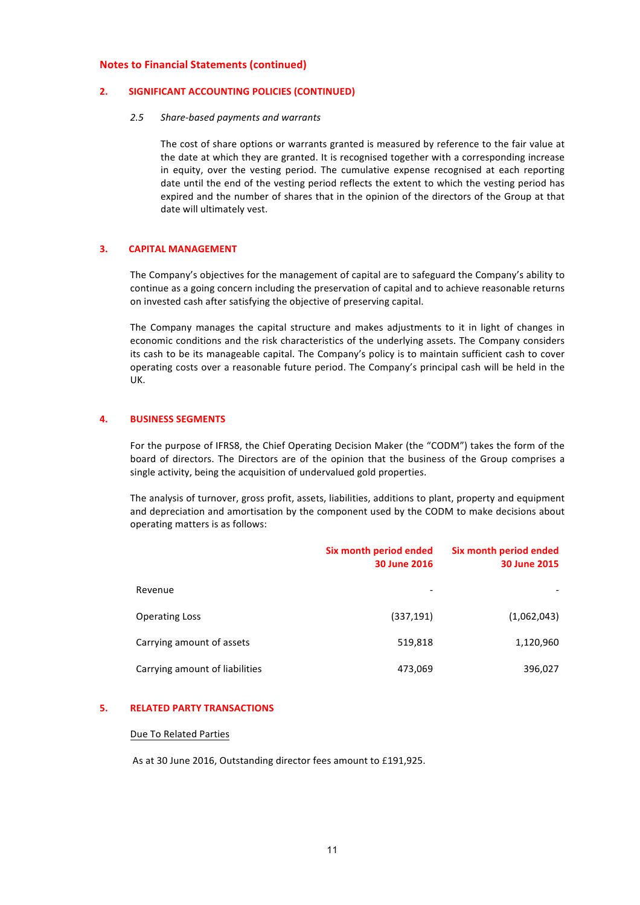## Notes to Financial Statements (continued)

### 2. SIGNIFICANT ACCOUNTING POLICIES (CONTINUED)

*2.5 Share-based payments and warrants*

The cost of share options or warrants granted is measured by reference to the fair value at the date at which they are granted. It is recognised together with a corresponding increase in equity, over the vesting period. The cumulative expense recognised at each reporting date until the end of the vesting period reflects the extent to which the vesting period has expired and the number of shares that in the opinion of the directors of the Group at that date will ultimately vest.

### 3. CAPITAL MANAGEMENT

The Company's objectives for the management of capital are to safeguard the Company's ability to continue as a going concern including the preservation of capital and to achieve reasonable returns on invested cash after satisfying the objective of preserving capital.

The Company manages the capital structure and makes adjustments to it in light of changes in economic conditions and the risk characteristics of the underlying assets. The Company considers its cash to be its manageable capital. The Company's policy is to maintain sufficient cash to cover operating costs over a reasonable future period. The Company's principal cash will be held in the UK.

### 4. BUSINESS SEGMENTS

For the purpose of IFRS8, the Chief Operating Decision Maker (the "CODM") takes the form of the board of directors. The Directors are of the opinion that the business of the Group comprises a single activity, being the acquisition of undervalued gold properties.

The analysis of turnover, gross profit, assets, liabilities, additions to plant, property and equipment and depreciation and amortisation by the component used by the CODM to make decisions about operating matters is as follows:

| | Six month period ended 30 June 2016 | Six month period ended 30 June 2015 |
|---|---|---|
| Revenue | - | - |
| Operating Loss | (337,191) | (1,062,043) |
| Carrying amount of assets | 519,818 | 1,120,960 |
| Carrying amount of liabilities | 473,069 | 396,027 |

### 5. RELATED PARTY TRANSACTIONS

Due To Related Parties

As at 30 June 2016, Outstanding director fees amount to £191,925.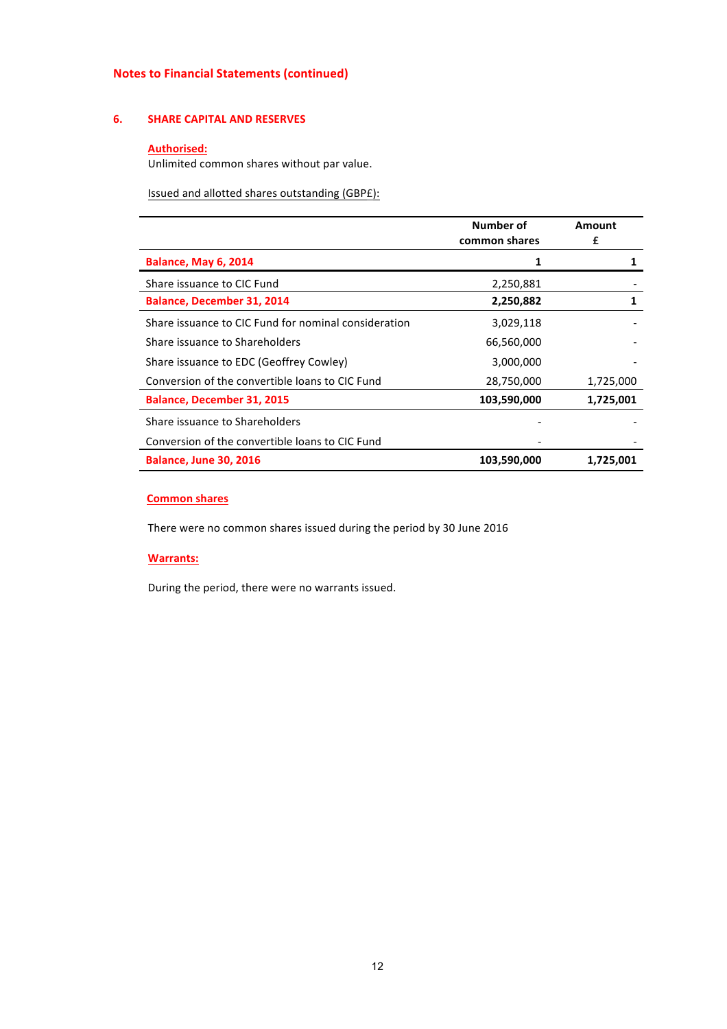**Notes to Financial Statements (continued)**

## 6. SHARE CAPITAL AND RESERVES

**Authorised:**

Unlimited common shares without par value.

Issued and allotted shares outstanding (GBP£):

| | Number of common shares | Amount £ |
|---|---|---|
| **Balance, May 6, 2014** | **1** | **1** |
| Share issuance to CIC Fund | 2,250,881 | - |
| **Balance, December 31, 2014** | **2,250,882** | **1** |
| Share issuance to CIC Fund for nominal consideration | 3,029,118 | - |
| Share issuance to Shareholders | 66,560,000 | - |
| Share issuance to EDC (Geoffrey Cowley) | 3,000,000 | - |
| Conversion of the convertible loans to CIC Fund | 28,750,000 | 1,725,000 |
| **Balance, December 31, 2015** | **103,590,000** | **1,725,001** |
| Share issuance to Shareholders | - | - |
| Conversion of the convertible loans to CIC Fund | - | - |
| **Balance, June 30, 2016** | **103,590,000** | **1,725,001** |

**Common shares**

There were no common shares issued during the period by 30 June 2016

**Warrants:**

During the period, there were no warrants issued.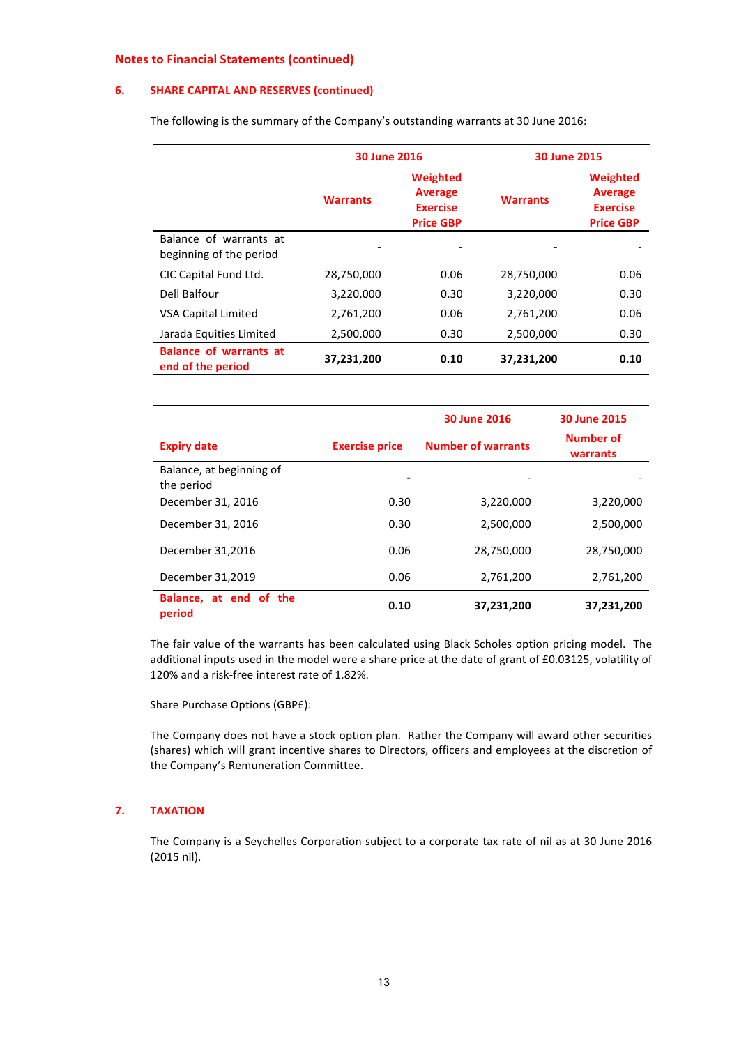**Notes to Financial Statements (continued)**

## 6. SHARE CAPITAL AND RESERVES (continued)

The following is the summary of the Company's outstanding warrants at 30 June 2016:

| | 30 June 2016 | | 30 June 2015 | |
|---|---|---|---|---|
| | Warrants | Weighted Average Exercise Price GBP | Warrants | Weighted Average Exercise Price GBP |
| Balance of warrants at beginning of the period | - | - | - | - |
| CIC Capital Fund Ltd. | 28,750,000 | 0.06 | 28,750,000 | 0.06 |
| Dell Balfour | 3,220,000 | 0.30 | 3,220,000 | 0.30 |
| VSA Capital Limited | 2,761,200 | 0.06 | 2,761,200 | 0.06 |
| Jarada Equities Limited | 2,500,000 | 0.30 | 2,500,000 | 0.30 |
| **Balance of warrants at end of the period** | **37,231,200** | **0.10** | **37,231,200** | **0.10** |

| Expiry date | Exercise price | 30 June 2016 Number of warrants | 30 June 2015 Number of warrants |
|---|---|---|---|
| Balance, at beginning of the period | - | - | - |
| December 31, 2016 | 0.30 | 3,220,000 | 3,220,000 |
| December 31, 2016 | 0.30 | 2,500,000 | 2,500,000 |
| December 31,2016 | 0.06 | 28,750,000 | 28,750,000 |
| December 31,2019 | 0.06 | 2,761,200 | 2,761,200 |
| **Balance, at end of the period** | **0.10** | **37,231,200** | **37,231,200** |

The fair value of the warrants has been calculated using Black Scholes option pricing model. The additional inputs used in the model were a share price at the date of grant of £0.03125, volatility of 120% and a risk-free interest rate of 1.82%.

Share Purchase Options (GBP£):

The Company does not have a stock option plan. Rather the Company will award other securities (shares) which will grant incentive shares to Directors, officers and employees at the discretion of the Company's Remuneration Committee.

## 7. TAXATION

The Company is a Seychelles Corporation subject to a corporate tax rate of nil as at 30 June 2016 (2015 nil).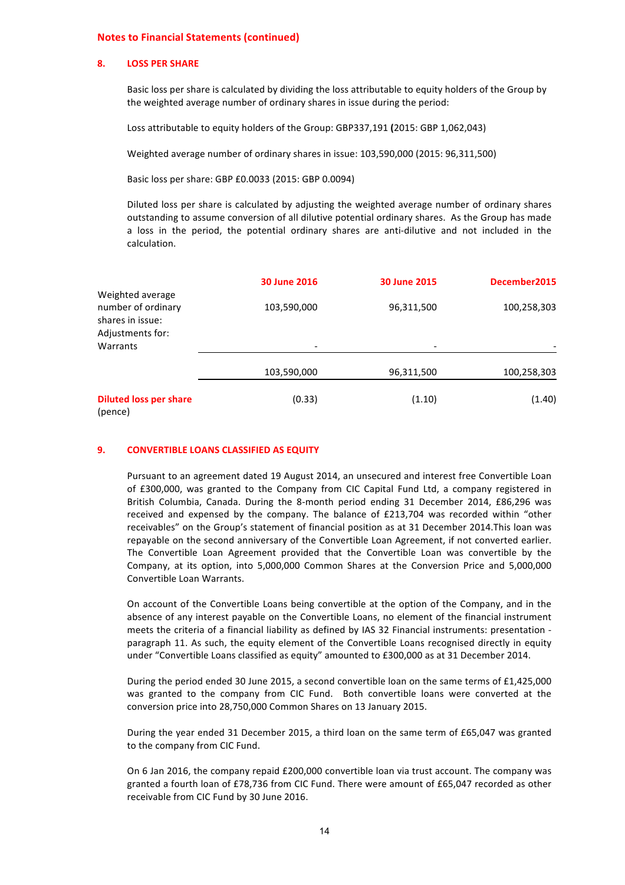**Notes to Financial Statements (continued)**

## 8. LOSS PER SHARE

Basic loss per share is calculated by dividing the loss attributable to equity holders of the Group by the weighted average number of ordinary shares in issue during the period:

Loss attributable to equity holders of the Group: GBP337,191 **(**2015: GBP 1,062,043)

Weighted average number of ordinary shares in issue: 103,590,000 (2015: 96,311,500)

Basic loss per share: GBP £0.0033 (2015: GBP 0.0094)

Diluted loss per share is calculated by adjusting the weighted average number of ordinary shares outstanding to assume conversion of all dilutive potential ordinary shares. As the Group has made a loss in the period, the potential ordinary shares are anti-dilutive and not included in the calculation.

| | 30 June 2016 | 30 June 2015 | December2015 |
|---|---|---|---|
| Weighted average number of ordinary shares in issue: | 103,590,000 | 96,311,500 | 100,258,303 |
| Adjustments for: Warrants | - | - | - |
| | 103,590,000 | 96,311,500 | 100,258,303 |
| **Diluted loss per share** (pence) | (0.33) | (1.10) | (1.40) |

## 9. CONVERTIBLE LOANS CLASSIFIED AS EQUITY

Pursuant to an agreement dated 19 August 2014, an unsecured and interest free Convertible Loan of £300,000, was granted to the Company from CIC Capital Fund Ltd, a company registered in British Columbia, Canada. During the 8-month period ending 31 December 2014, £86,296 was received and expensed by the company. The balance of £213,704 was recorded within "other receivables" on the Group's statement of financial position as at 31 December 2014.This loan was repayable on the second anniversary of the Convertible Loan Agreement, if not converted earlier. The Convertible Loan Agreement provided that the Convertible Loan was convertible by the Company, at its option, into 5,000,000 Common Shares at the Conversion Price and 5,000,000 Convertible Loan Warrants.

On account of the Convertible Loans being convertible at the option of the Company, and in the absence of any interest payable on the Convertible Loans, no element of the financial instrument meets the criteria of a financial liability as defined by IAS 32 Financial instruments: presentation - paragraph 11. As such, the equity element of the Convertible Loans recognised directly in equity under "Convertible Loans classified as equity" amounted to £300,000 as at 31 December 2014.

During the period ended 30 June 2015, a second convertible loan on the same terms of £1,425,000 was granted to the company from CIC Fund. Both convertible loans were converted at the conversion price into 28,750,000 Common Shares on 13 January 2015.

During the year ended 31 December 2015, a third loan on the same term of £65,047 was granted to the company from CIC Fund.

On 6 Jan 2016, the company repaid £200,000 convertible loan via trust account. The company was granted a fourth loan of £78,736 from CIC Fund. There were amount of £65,047 recorded as other receivable from CIC Fund by 30 June 2016.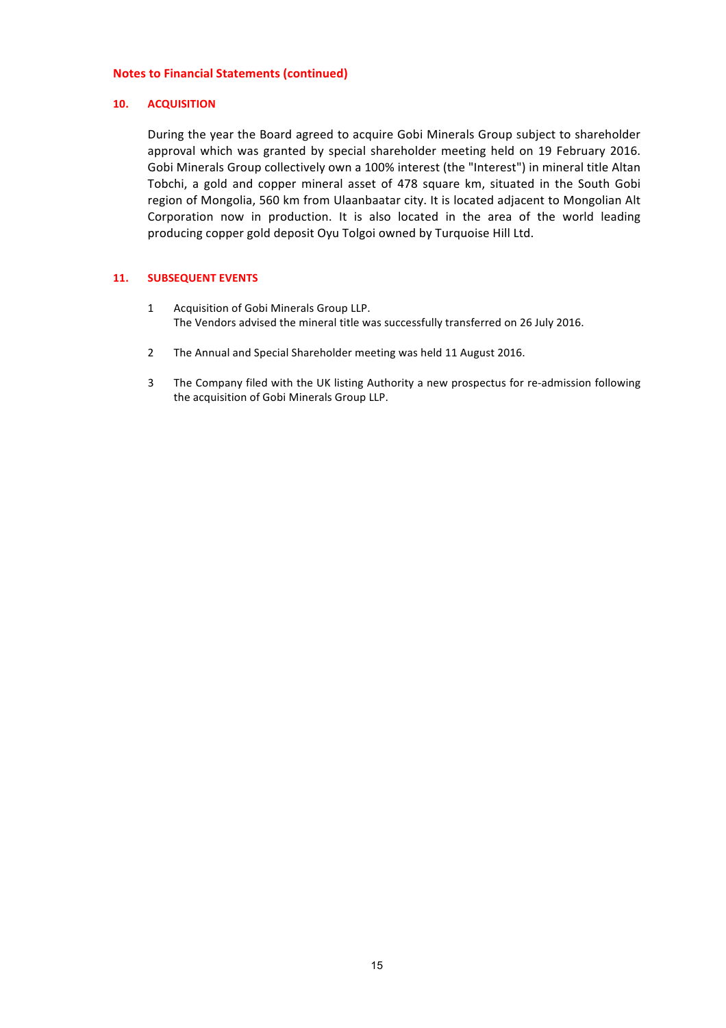**Notes to Financial Statements (continued)**

## 10. ACQUISITION

During the year the Board agreed to acquire Gobi Minerals Group subject to shareholder approval which was granted by special shareholder meeting held on 19 February 2016. Gobi Minerals Group collectively own a 100% interest (the "Interest") in mineral title Altan Tobchi, a gold and copper mineral asset of 478 square km, situated in the South Gobi region of Mongolia, 560 km from Ulaanbaatar city. It is located adjacent to Mongolian Alt Corporation now in production. It is also located in the area of the world leading producing copper gold deposit Oyu Tolgoi owned by Turquoise Hill Ltd.

## 11. SUBSEQUENT EVENTS

1. Acquisition of Gobi Minerals Group LLP.
   The Vendors advised the mineral title was successfully transferred on 26 July 2016.

2. The Annual and Special Shareholder meeting was held 11 August 2016.

3. The Company filed with the UK listing Authority a new prospectus for re-admission following the acquisition of Gobi Minerals Group LLP.